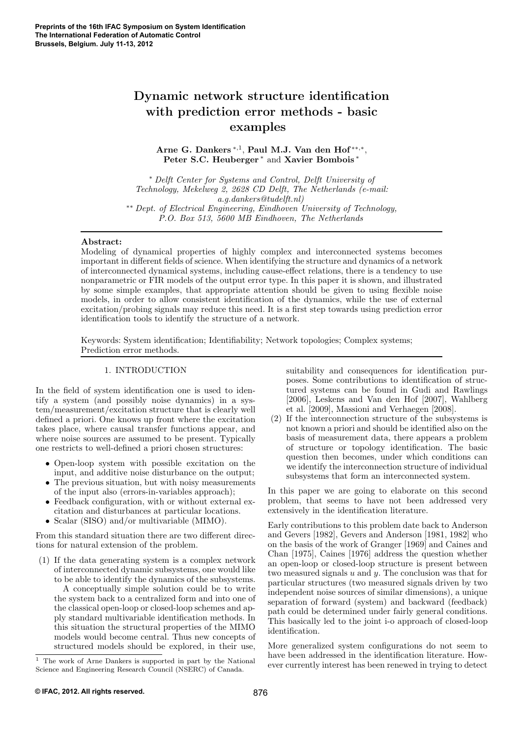# Dynamic network structure identification with prediction error methods - basic examples

**Arne G. Dankers** [*,1], **Paul M.J. Van den Hof** [**,*], **Peter S.C. Heuberger** [*] and **Xavier Bombois** [*]

[*] *Delft Center for Systems and Control, Delft University of Technology, Mekelweg 2, 2628 CD Delft, The Netherlands (e-mail: a.g.dankers@tudelft.nl)*
[**] *Dept. of Electrical Engineering, Eindhoven University of Technology, P.O. Box 513, 5600 MB Eindhoven, The Netherlands*

**Abstract:**
Modeling of dynamical properties of highly complex and interconnected systems becomes important in different fields of science. When identifying the structure and dynamics of a network of interconnected dynamical systems, including cause-effect relations, there is a tendency to use nonparametric or FIR models of the output error type. In this paper it is shown, and illustrated by some simple examples, that appropriate attention should be given to using flexible noise models, in order to allow consistent identification of the dynamics, while the use of external excitation/probing signals may reduce this need. It is a first step towards using prediction error identification tools to identify the structure of a network.

Keywords: System identification; Identifiability; Network topologies; Complex systems; Prediction error methods.

## 1. INTRODUCTION

In the field of system identification one is used to identify a system (and possibly noise dynamics) in a system/measurement/excitation structure that is clearly well defined a priori. One knows up front where the excitation takes place, where causal transfer functions appear, and where noise sources are assumed to be present. Typically one restricts to well-defined a priori chosen structures:

- Open-loop system with possible excitation on the input, and additive noise disturbance on the output;
- The previous situation, but with noisy measurements of the input also (errors-in-variables approach);
- Feedback configuration, with or without external excitation and disturbances at particular locations.
- Scalar (SISO) and/or multivariable (MIMO).

From this standard situation there are two different directions for natural extension of the problem.

(1) If the data generating system is a complex network of interconnected dynamic subsystems, one would like to be able to identify the dynamics of the subsystems.
A conceptually simple solution could be to write the system back to a centralized form and into one of the classical open-loop or closed-loop schemes and apply standard multivariable identification methods. In this situation the structural properties of the MIMO models would become central. Thus new concepts of structured models should be explored, in their use, suitability and consequences for identification purposes. Some contributions to identification of structured systems can be found in Gudi and Rawlings [2006], Leskens and Van den Hof [2007], Wahlberg et al. [2009], Massioni and Verhaegen [2008].

(2) If the interconnection structure of the subsystems is not known a priori and should be identified also on the basis of measurement data, there appears a problem of structure or topology identification. The basic question then becomes, under which conditions can we identify the interconnection structure of individual subsystems that form an interconnected system.

In this paper we are going to elaborate on this second problem, that seems to have not been addressed very extensively in the identification literature.

Early contributions to this problem date back to Anderson and Gevers [1982], Gevers and Anderson [1981, 1982] who on the basis of the work of Granger [1969] and Caines and Chan [1975], Caines [1976] address the question whether an open-loop or closed-loop structure is present between two measured signals $u$ and $y$. The conclusion was that for particular structures (two measured signals driven by two independent noise sources of similar dimensions), a unique separation of forward (system) and backward (feedback) path could be determined under fairly general conditions. This basically led to the joint i-o approach of closed-loop identification.

More generalized system configurations do not seem to have been addressed in the identification literature. However currently interest has been renewed in trying to detect

[1] The work of Arne Dankers is supported in part by the National Science and Engineering Research Council (NSERC) of Canada.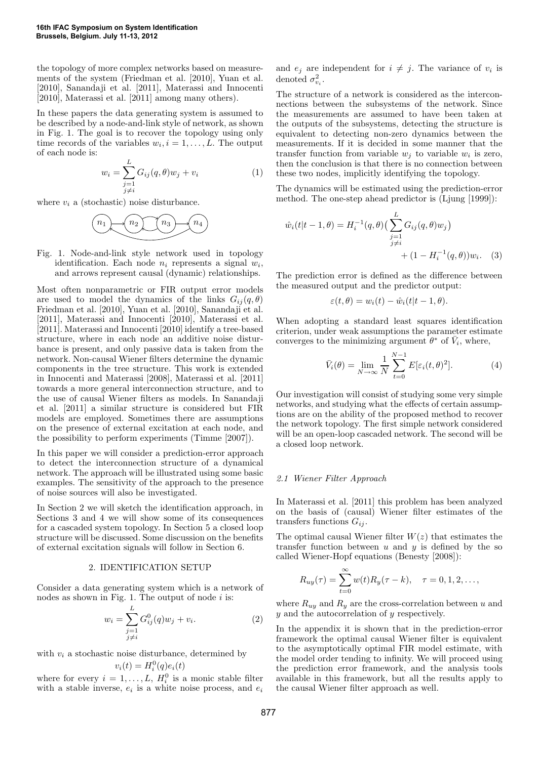the topology of more complex networks based on measurements of the system (Friedman et al. [2010], Yuan et al. [2010], Sanandaji et al. [2011], Materassi and Innocenti [2010], Materassi et al. [2011] among many others).

In these papers the data generating system is assumed to be described by a node-and-link style of network, as shown in Fig. 1. The goal is to recover the topology using only time records of the variables $w_i, i = 1, \ldots, L$. The output of each node is:

$$w_i = \sum_{\substack{j=1 \\ j \neq i}}^{L} G_{ij}(q, \theta) w_j + v_i \tag{1}$$

where $v_i$ a (stochastic) noise disturbance.

Fig. 1. Node-and-link style network used in topology identification. Each node $n_i$ represents a signal $w_i$, and arrows represent causal (dynamic) relationships.

Most often nonparametric or FIR output error models are used to model the dynamics of the links $G_{ij}(q, \theta)$ Friedman et al. [2010], Yuan et al. [2010], Sanandaji et al. [2011], Materassi and Innocenti [2010], Materassi et al. [2011]. Materassi and Innocenti [2010] identify a tree-based structure, where in each node an additive noise disturbance is present, and only passive data is taken from the network. Non-causal Wiener filters determine the dynamic components in the tree structure. This work is extended in Innocenti and Materassi [2008], Materassi et al. [2011] towards a more general interconnection structure, and to the use of causal Wiener filters as models. In Sanandaji et al. [2011] a similar structure is considered but FIR models are employed. Sometimes there are assumptions on the presence of external excitation at each node, and the possibility to perform experiments (Timme [2007]).

In this paper we will consider a prediction-error approach to detect the interconnection structure of a dynamical network. The approach will be illustrated using some basic examples. The sensitivity of the approach to the presence of noise sources will also be investigated.

In Section 2 we will sketch the identification approach, in Sections 3 and 4 we will show some of its consequences for a cascaded system topology. In Section 5 a closed loop structure will be discussed. Some discussion on the benefits of external excitation signals will follow in Section 6.

## 2. IDENTIFICATION SETUP

Consider a data generating system which is a network of nodes as shown in Fig. 1. The output of node $i$ is:

$$w_i = \sum_{\substack{j=1 \\ j \neq i}}^{L} G^0_{ij}(q) w_j + v_i. \tag{2}$$

with $v_i$ a stochastic noise disturbance, determined by

$$v_i(t) = H^0_i(q) e_i(t)$$

where for every $i = 1, \ldots, L$, $H^0_i$ is a monic stable filter with a stable inverse, $e_i$ is a white noise process, and $e_i$ and $e_j$ are independent for $i \neq j$. The variance of $v_i$ is denoted $\sigma^2_{v_i}$.

The structure of a network is considered as the interconnections between the subsystems of the network. Since the measurements are assumed to have been taken at the outputs of the subsystems, detecting the structure is equivalent to detecting non-zero dynamics between the measurements. If it is decided in some manner that the transfer function from variable $w_j$ to variable $w_i$ is zero, then the conclusion is that there is no connection between these two nodes, implicitly identifying the topology.

The dynamics will be estimated using the prediction-error method. The one-step ahead predictor is (Ljung [1999]):

$$\hat{w}_i(t|t-1, \theta) = H_i^{-1}(q, \theta)\big(\sum_{\substack{j=1 \\ j \neq i}}^{L} G_{ij}(q, \theta) w_j\big) + (1 - H_i^{-1}(q, \theta)) w_i. \tag{3}$$

The prediction error is defined as the difference between the measured output and the predictor output:

$$\varepsilon(t, \theta) = w_i(t) - \hat{w}_i(t|t-1, \theta).$$

When adopting a standard least squares identification criterion, under weak assumptions the parameter estimate converges to the minimizing argument $\theta^*$ of $\bar{V}_i$, where,

$$\bar{V}_i(\theta) = \lim_{N \to \infty} \frac{1}{N} \sum_{t=0}^{N-1} E[\varepsilon_i(t, \theta)^2]. \tag{4}$$

Our investigation will consist of studying some very simple networks, and studying what the effects of certain assumptions are on the ability of the proposed method to recover the network topology. The first simple network considered will be an open-loop cascaded network. The second will be a closed loop network.

### *2.1 Wiener Filter Approach*

In Materassi et al. [2011] this problem has been analyzed on the basis of (causal) Wiener filter estimates of the transfers functions $G_{ij}$.

The optimal causal Wiener filter $W(z)$ that estimates the transfer function between $u$ and $y$ is defined by the so called Wiener-Hopf equations (Benesty [2008]):

$$R_{uy}(\tau) = \sum_{t=0}^{\infty} w(t) R_y(\tau - k), \quad \tau = 0, 1, 2, \ldots,$$

where $R_{uy}$ and $R_y$ are the cross-correlation between $u$ and $y$ and the autocorrelation of $y$ respectively.

In the appendix it is shown that in the prediction-error framework the optimal causal Wiener filter is equivalent to the asymptotically optimal FIR model estimate, with the model order tending to infinity. We will proceed using the prediction error framework, and the analysis tools available in this framework, but all the results apply to the causal Wiener filter approach as well.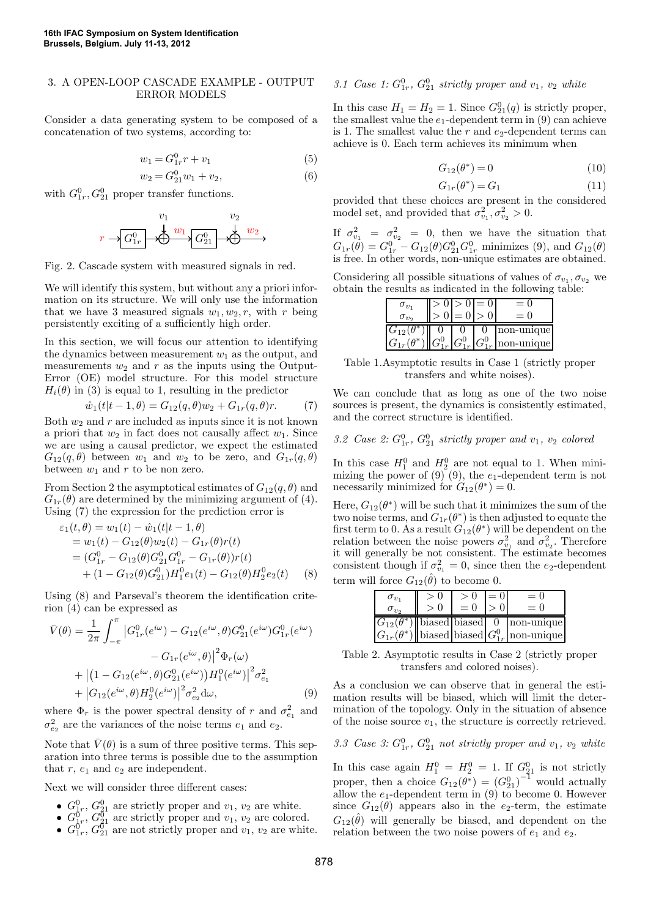## 3. A OPEN-LOOP CASCADE EXAMPLE - OUTPUT ERROR MODELS

Consider a data generating system to be composed of a concatenation of two systems, according to:

$$w_1 = G^0_{1r} r + v_1 \tag{5}$$

$$w_2 = G^0_{21} w_1 + v_2, \tag{6}$$

with $G^0_{1r}, G^0_{21}$ proper transfer functions.

Fig. 2. Cascade system with measured signals in red.

We will identify this system, but without any a priori information on its structure. We will only use the information that we have 3 measured signals $w_1, w_2, r$, with $r$ being persistently exciting of a sufficiently high order.

In this section, we will focus our attention to identifying the dynamics between measurement $w_1$ as the output, and measurements $w_2$ and $r$ as the inputs using the Output-Error (OE) model structure. For this model structure $H_i(\theta)$ in (3) is equal to 1, resulting in the predictor

$$\hat{w}_1(t|t-1,\theta) = G_{12}(q,\theta)w_2 + G_{1r}(q,\theta)r. \tag{7}$$

Both $w_2$ and $r$ are included as inputs since it is not known a priori that $w_2$ in fact does not causally affect $w_1$. Since we are using a causal predictor, we expect the estimated $G_{12}(q,\theta)$ between $w_1$ and $w_2$ to be zero, and $G_{1r}(q,\theta)$ between $w_1$ and $r$ to be non zero.

From Section 2 the asymptotical estimates of $G_{12}(q,\theta)$ and $G_{1r}(\theta)$ are determined by the minimizing argument of (4). Using (7) the expression for the prediction error is

$$\begin{aligned}
\varepsilon_1(t,\theta) &= w_1(t) - \hat{w}_1(t|t-1,\theta) \\
&= w_1(t) - G_{12}(\theta)w_2(t) - G_{1r}(\theta)r(t) \\
&= (G^0_{1r} - G_{12}(\theta)G^0_{21}G^0_{1r} - G_{1r}(\theta))r(t) \\
&\quad + (1 - G_{12}(\theta)G^0_{21})H^0_1 e_1(t) - G_{12}(\theta)H^0_2 e_2(t)
\end{aligned} \tag{8}$$

Using (8) and Parseval's theorem the identification criterion (4) can be expressed as

$$\begin{aligned}
\bar{V}(\theta) = \frac{1}{2\pi}\int_{-\pi}^{\pi} &\big|G^0_{1r}(e^{i\omega}) - G_{12}(e^{i\omega},\theta)G^0_{21}(e^{i\omega})G^0_{1r}(e^{i\omega}) \\
&- G_{1r}(e^{i\omega},\theta)\big|^2 \Phi_r(\omega) \\
&+ \big|(1 - G_{12}(e^{i\omega},\theta)G^0_{21}(e^{i\omega}))H^0_1(e^{i\omega})\big|^2 \sigma^2_{e_1} \\
&+ \big|G_{12}(e^{i\omega},\theta)H^0_2(e^{i\omega})\big|^2 \sigma^2_{e_2} \mathrm{d}\omega,
\end{aligned} \tag{9}$$

where $\Phi_r$ is the power spectral density of $r$ and $\sigma^2_{e_1}$ and $\sigma^2_{e_2}$ are the variances of the noise terms $e_1$ and $e_2$.

Note that $\bar{V}(\theta)$ is a sum of three positive terms. This separation into three terms is possible due to the assumption that $r$, $e_1$ and $e_2$ are independent.

Next we will consider three different cases:

- $G^0_{1r}$, $G^0_{21}$ are strictly proper and $v_1$, $v_2$ are white.
- $G^0_{1r}$, $G^0_{21}$ are strictly proper and $v_1$, $v_2$ are colored.
- $G^0_{1r}$, $G^0_{21}$ are not strictly proper and $v_1$, $v_2$ are white.

### 3.1 Case 1: $G^0_{1r}$, $G^0_{21}$ strictly proper and $v_1$, $v_2$ white

In this case $H_1 = H_2 = 1$. Since $G^0_{21}(q)$ is strictly proper, the smallest value the $e_1$-dependent term in (9) can achieve is 1. The smallest value the $r$ and $e_2$-dependent terms can achieve is 0. Each term achieves its minimum when

$$G_{12}(\theta^*) = 0 \tag{10}$$

$$G_{1r}(\theta^*) = G_1 \tag{11}$$

provided that these choices are present in the considered model set, and provided that $\sigma^2_{v_1}, \sigma^2_{v_2} > 0$.

If $\sigma^2_{v_1} = \sigma^2_{v_2} = 0$, then we have the situation that $G_{1r}(\theta) = G^0_{1r} - G_{12}(\theta)G^0_{21}G^0_{1r}$ minimizes (9), and $G_{12}(\theta)$ is free. In other words, non-unique estimates are obtained.

Considering all possible situations of values of $\sigma_{v_1}, \sigma_{v_2}$ we obtain the results as indicated in the following table:

| $\sigma_{v_1}$ / $\sigma_{v_2}$ | $>0$ / $>0$ | $>0$ / $=0$ | $=0$ / $>0$ | $=0$ / $=0$ |
|---|---|---|---|---|
| $G_{12}(\theta^*)$ | 0 | 0 | 0 | non-unique |
| $G_{1r}(\theta^*)$ | $G^0_{1r}$ | $G^0_{1r}$ | $G^0_{1r}$ | non-unique |

Table 1.Asymptotic results in Case 1 (strictly proper transfers and white noises).

We can conclude that as long as one of the two noise sources is present, the dynamics is consistently estimated, and the correct structure is identified.

### 3.2 Case 2: $G^0_{1r}$, $G^0_{21}$ strictly proper and $v_1$, $v_2$ colored

In this case $H^0_1$ and $H^0_2$ are not equal to 1. When minimizing the power of (9) (9), the $e_1$-dependent term is not necessarily minimized for $G_{12}(\theta^*) = 0$.

Here, $G_{12}(\theta^*)$ will be such that it minimizes the sum of the two noise terms, and $G_{1r}(\theta^*)$ is then adjusted to equate the first term to 0. As a result $G_{12}(\theta^*)$ will be dependent on the relation between the noise powers $\sigma^2_{v_1}$ and $\sigma^2_{v_2}$. Therefore it will generally be not consistent. The estimate becomes consistent though if $\sigma^2_{v_1} = 0$, since then the $e_2$-dependent term will force $G_{12}(\hat{\theta})$ to become 0.

| $\sigma_{v_1}$ / $\sigma_{v_2}$ | $>0$ / $>0$ | $>0$ / $=0$ | $=0$ / $>0$ | $=0$ / $=0$ |
|---|---|---|---|---|
| $G_{12}(\theta^*)$ | biased | biased | 0 | non-unique |
| $G_{1r}(\theta^*)$ | biased | biased | $G^0_{1r}$ | non-unique |

Table 2. Asymptotic results in Case 2 (strictly proper transfers and colored noises).

As a conclusion we can observe that in general the estimation results will be biased, which will limit the determination of the topology. Only in the situation of absence of the noise source $v_1$, the structure is correctly retrieved.

### 3.3 Case 3: $G^0_{1r}$, $G^0_{21}$ not strictly proper and $v_1$, $v_2$ white

In this case again $H^0_1 = H^0_2 = 1$. If $G^0_{21}$ is not strictly proper, then a choice $G_{12}(\theta^*) = (G^0_{21})^{-1}$ would actually allow the $e_1$-dependent term in (9) to become 0. However since $G_{12}(\theta)$ appears also in the $e_2$-term, the estimate $G_{12}(\hat{\theta})$ will generally be biased, and dependent on the relation between the two noise powers of $e_1$ and $e_2$.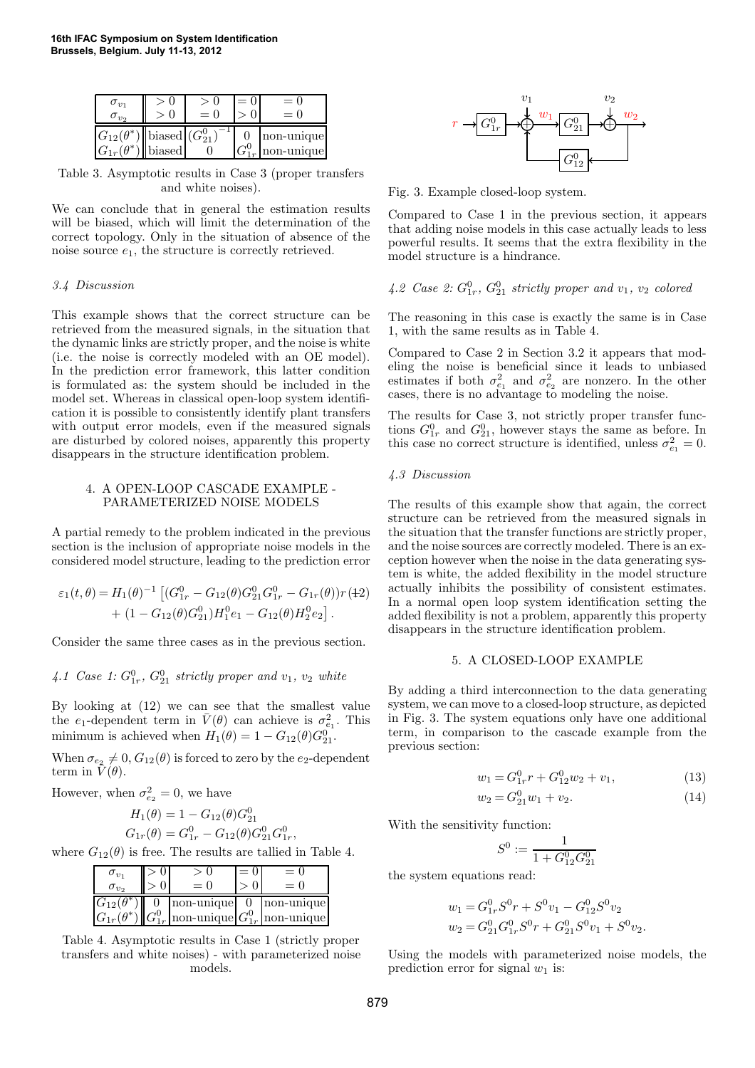| $\sigma_{v_1}$ | $>0$ | $>0$ | $=0$ | $=0$ |
|---|---|---|---|---|
| $\sigma_{v_2}$ | $>0$ | $=0$ | $>0$ | $=0$ |
| $G_{12}(\theta^*)$ | biased | $\left(G_{21}^0\right)^{-1}$ | 0 | non-unique |
| $G_{1r}(\theta^*)$ | biased | 0 | $G_{1r}^0$ | non-unique |

Table 3. Asymptotic results in Case 3 (proper transfers and white noises).

We can conclude that in general the estimation results will be biased, which will limit the determination of the correct topology. Only in the situation of absence of the noise source $e_1$, the structure is correctly retrieved.

### 3.4 Discussion

This example shows that the correct structure can be retrieved from the measured signals, in the situation that the dynamic links are strictly proper, and the noise is white (i.e. the noise is correctly modeled with an OE model). In the prediction error framework, this latter condition is formulated as: the system should be included in the model set. Whereas in classical open-loop system identification it is possible to consistently identify plant transfers with output error models, even if the measured signals are disturbed by colored noises, apparently this property disappears in the structure identification problem.

## 4. A OPEN-LOOP CASCADE EXAMPLE - PARAMETERIZED NOISE MODELS

A partial remedy to the problem indicated in the previous section is the inclusion of appropriate noise models in the considered model structure, leading to the prediction error

$$\varepsilon_1(t,\theta) = H_1(\theta)^{-1}\left[(G_{1r}^0 - G_{12}(\theta)G_{21}^0G_{1r}^0 - G_{1r}(\theta))r \right. \tag{12}$$
$$\left. + (1 - G_{12}(\theta)G_{21}^0)H_1^0e_1 - G_{12}(\theta)H_2^0e_2\right].$$

Consider the same three cases as in the previous section.

### 4.1 Case 1: $G_{1r}^0$, $G_{21}^0$ strictly proper and $v_1$, $v_2$ white

By looking at (12) we can see that the smallest value the $e_1$-dependent term in $\bar{V}(\theta)$ can achieve is $\sigma_{e_1}^2$. This minimum is achieved when $H_1(\theta) = 1 - G_{12}(\theta)G_{21}^0$.

When $\sigma_{e_2} \neq 0$, $G_{12}(\theta)$ is forced to zero by the $e_2$-dependent term in $\bar{V}(\theta)$.

However, when $\sigma_{e_2}^2 = 0$, we have

$$H_1(\theta) = 1 - G_{12}(\theta)G_{21}^0$$
$$G_{1r}(\theta) = G_{1r}^0 - G_{12}(\theta)G_{21}^0G_{1r}^0,$$

where $G_{12}(\theta)$ is free. The results are tallied in Table 4.

| $\sigma_{v_1}$ | $>0$ | $>0$ | $=0$ | $=0$ |
|---|---|---|---|---|
| $\sigma_{v_2}$ | $>0$ | $=0$ | $>0$ | $=0$ |
| $G_{12}(\theta^*)$ | 0 | non-unique | 0 | non-unique |
| $G_{1r}(\theta^*)$ | $G_{1r}^0$ | non-unique | $G_{1r}^0$ | non-unique |

Table 4. Asymptotic results in Case 1 (strictly proper transfers and white noises) - with parameterized noise models.

Compared to Case 1 in the previous section, it appears that adding noise models in this case actually leads to less powerful results. It seems that the extra flexibility in the model structure is a hindrance.

### 4.2 Case 2: $G_{1r}^0$, $G_{21}^0$ strictly proper and $v_1$, $v_2$ colored

The reasoning in this case is exactly the same is in Case 1, with the same results as in Table 4.

Compared to Case 2 in Section 3.2 it appears that modeling the noise is beneficial since it leads to unbiased estimates if both $\sigma_{e_1}^2$ and $\sigma_{e_2}^2$ are nonzero. In the other cases, there is no advantage to modeling the noise.

The results for Case 3, not strictly proper transfer functions $G_{1r}^0$ and $G_{21}^0$, however stays the same as before. In this case no correct structure is identified, unless $\sigma_{e_1}^2 = 0$.

### 4.3 Discussion

The results of this example show that again, the correct structure can be retrieved from the measured signals in the situation that the transfer functions are strictly proper, and the noise sources are correctly modeled. There is an exception however when the noise in the data generating system is white, the added flexibility in the model structure actually inhibits the possibility of consistent estimates. In a normal open loop system identification setting the added flexibility is not a problem, apparently this property disappears in the structure identification problem.

Fig. 3. Example closed-loop system.

## 5. A CLOSED-LOOP EXAMPLE

By adding a third interconnection to the data generating system, we can move to a closed-loop structure, as depicted in Fig. 3. The system equations only have one additional term, in comparison to the cascade example from the previous section:

$$w_1 = G_{1r}^0 r + G_{12}^0 w_2 + v_1, \tag{13}$$
$$w_2 = G_{21}^0 w_1 + v_2. \tag{14}$$

With the sensitivity function:

$$S^0 := \frac{1}{1 + G_{12}^0 G_{21}^0}$$

the system equations read:

$$w_1 = G_{1r}^0 S^0 r + S^0 v_1 - G_{12}^0 S^0 v_2$$
$$w_2 = G_{21}^0 G_{1r}^0 S^0 r + G_{21}^0 S^0 v_1 + S^0 v_2.$$

Using the models with parameterized noise models, the prediction error for signal $w_1$ is: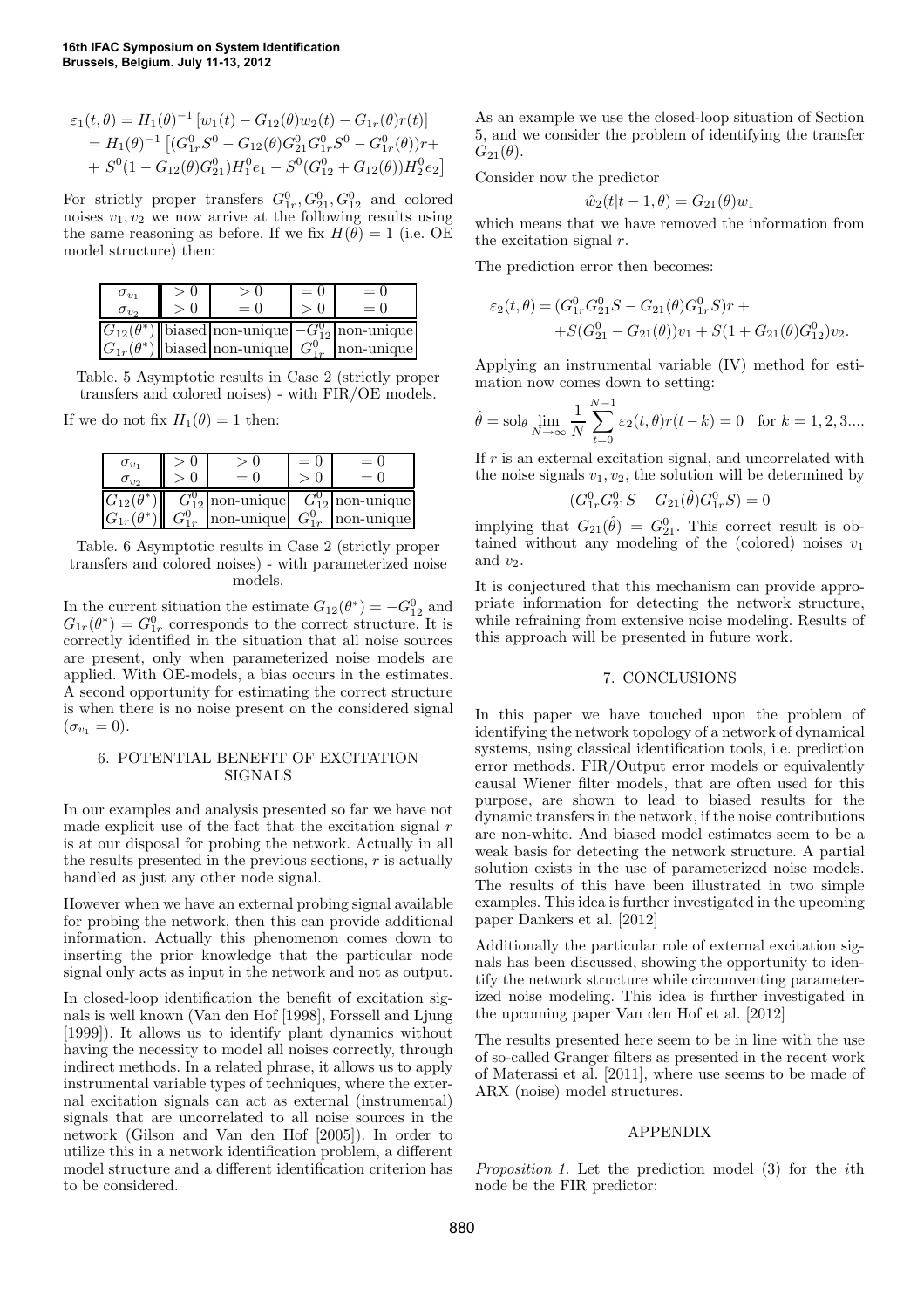$$
\begin{aligned}
\varepsilon_1(t,\theta) &= H_1(\theta)^{-1}\left[w_1(t) - G_{12}(\theta)w_2(t) - G_{1r}(\theta)r(t)\right] \\
&= H_1(\theta)^{-1}\left[(G_{1r}^0 S^0 - G_{12}(\theta)G_{21}^0 G_{1r}^0 S^0 - G_{1r}^0(\theta))r + \right. \\
&\left. + S^0(1 - G_{12}(\theta)G_{21}^0)H_1^0 e_1 - S^0(G_{12}^0 + G_{12}(\theta))H_2^0 e_2\right]
\end{aligned}
$$

For strictly proper transfers $G_{1r}^0, G_{21}^0, G_{12}^0$ and colored noises $v_1, v_2$ we now arrive at the following results using the same reasoning as before. If we fix $H(\theta) = 1$ (i.e. OE model structure) then:

| $\sigma_{v_1}$ | $>0$ | $>0$ | $=0$ | $=0$ |
|---|---|---|---|---|
| $\sigma_{v_2}$ | $>0$ | $=0$ | $>0$ | $=0$ |
| $G_{12}(\theta^*)$ | biased | non-unique | $-G_{12}^0$ | non-unique |
| $G_{1r}(\theta^*)$ | biased | non-unique | $G_{1r}^0$ | non-unique |

Table. 5 Asymptotic results in Case 2 (strictly proper transfers and colored noises) - with FIR/OE models.

If we do not fix $H_1(\theta) = 1$ then:

| $\sigma_{v_1}$ | $>0$ | $>0$ | $=0$ | $=0$ |
|---|---|---|---|---|
| $\sigma_{v_2}$ | $>0$ | $=0$ | $>0$ | $=0$ |
| $G_{12}(\theta^*)$ | $-G_{12}^0$ | non-unique | $-G_{12}^0$ | non-unique |
| $G_{1r}(\theta^*)$ | $G_{1r}^0$ | non-unique | $G_{1r}^0$ | non-unique |

Table. 6 Asymptotic results in Case 2 (strictly proper transfers and colored noises) - with parameterized noise models.

In the current situation the estimate $G_{12}(\theta^*) = -G_{12}^0$ and $G_{1r}(\theta^*) = G_{1r}^0$ corresponds to the correct structure. It is correctly identified in the situation that all noise sources are present, only when parameterized noise models are applied. With OE-models, a bias occurs in the estimates. A second opportunity for estimating the correct structure is when there is no noise present on the considered signal ($\sigma_{v_1} = 0$).

## 6. POTENTIAL BENEFIT OF EXCITATION SIGNALS

In our examples and analysis presented so far we have not made explicit use of the fact that the excitation signal $r$ is at our disposal for probing the network. Actually in all the results presented in the previous sections, $r$ is actually handled as just any other node signal.

However when we have an external probing signal available for probing the network, then this can provide additional information. Actually this phenomenon comes down to inserting the prior knowledge that the particular node signal only acts as input in the network and not as output.

In closed-loop identification the benefit of excitation signals is well known (Van den Hof [1998], Forssell and Ljung [1999]). It allows us to identify plant dynamics without having the necessity to model all noises correctly, through indirect methods. In a related phrase, it allows us to apply instrumental variable types of techniques, where the external excitation signals can act as external (instrumental) signals that are uncorrelated to all noise sources in the network (Gilson and Van den Hof [2005]). In order to utilize this in a network identification problem, a different model structure and a different identification criterion has to be considered.

As an example we use the closed-loop situation of Section 5, and we consider the problem of identifying the transfer $G_{21}(\theta)$.

Consider now the predictor

$$
\hat{w}_2(t|t-1,\theta) = G_{21}(\theta)w_1
$$

which means that we have removed the information from the excitation signal $r$.

The prediction error then becomes:

$$
\begin{aligned}
\varepsilon_2(t,\theta) = &(G_{1r}^0 G_{21}^0 S - G_{21}(\theta)G_{1r}^0 S)r + \\
&+ S(G_{21}^0 - G_{21}(\theta))v_1 + S(1 + G_{21}(\theta)G_{12}^0)v_2.
\end{aligned}
$$

Applying an instrumental variable (IV) method for estimation now comes down to setting:

$$
\hat{\theta} = \mathrm{sol}_\theta \lim_{N\to\infty} \frac{1}{N}\sum_{t=0}^{N-1} \varepsilon_2(t,\theta)r(t-k) = 0 \quad \text{for } k = 1,2,3....
$$

If $r$ is an external excitation signal, and uncorrelated with the noise signals $v_1, v_2$, the solution will be determined by

$$
(G_{1r}^0 G_{21}^0 S - G_{21}(\hat{\theta})G_{1r}^0 S) = 0
$$

implying that $G_{21}(\hat{\theta}) = G_{21}^0$. This correct result is obtained without any modeling of the (colored) noises $v_1$ and $v_2$.

It is conjectured that this mechanism can provide appropriate information for detecting the network structure, while refraining from extensive noise modeling. Results of this approach will be presented in future work.

## 7. CONCLUSIONS

In this paper we have touched upon the problem of identifying the network topology of a network of dynamical systems, using classical identification tools, i.e. prediction error methods. FIR/Output error models or equivalently causal Wiener filter models, that are often used for this purpose, are shown to lead to biased results for the dynamic transfers in the network, if the noise contributions are non-white. And biased model estimates seem to be a weak basis for detecting the network structure. A partial solution exists in the use of parameterized noise models. The results of this have been illustrated in two simple examples. This idea is further investigated in the upcoming paper Dankers et al. [2012]

Additionally the particular role of external excitation signals has been discussed, showing the opportunity to identify the network structure while circumventing parameterized noise modeling. This idea is further investigated in the upcoming paper Van den Hof et al. [2012]

The results presented here seem to be in line with the use of so-called Granger filters as presented in the recent work of Materassi et al. [2011], where use seems to be made of ARX (noise) model structures.

## APPENDIX

*Proposition 1.* Let the prediction model (3) for the $i$th node be the FIR predictor: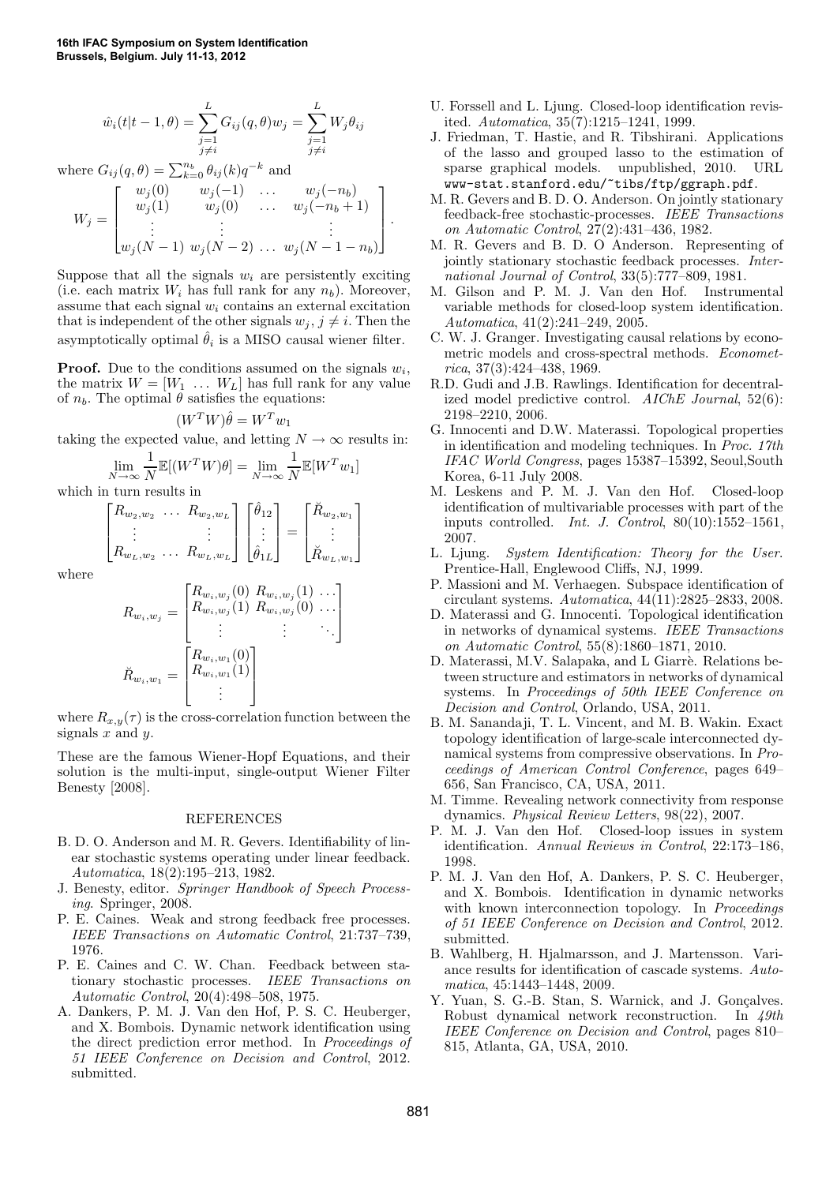$$\hat{w}_i(t|t-1,\theta) = \sum_{\substack{j=1 \\ j\neq i}}^{L} G_{ij}(q,\theta) w_j = \sum_{\substack{j=1 \\ j\neq i}}^{L} W_j \theta_{ij}$$

where $G_{ij}(q,\theta) = \sum_{k=0}^{n_b} \theta_{ij}(k) q^{-k}$ and

$$W_j = \begin{bmatrix} w_j(0) & w_j(-1) & \dots & w_j(-n_b) \\ w_j(1) & w_j(0) & \dots & w_j(-n_b+1) \\ \vdots & \vdots & & \vdots \\ w_j(N-1) & w_j(N-2) & \dots & w_j(N-1-n_b) \end{bmatrix}.$$

Suppose that all the signals $w_i$ are persistently exciting (i.e. each matrix $W_i$ has full rank for any $n_b$). Moreover, assume that each signal $w_i$ contains an external excitation that is independent of the other signals $w_j, j \neq i$. Then the asymptotically optimal $\hat{\theta}_i$ is a MISO causal wiener filter.

**Proof.** Due to the conditions assumed on the signals $w_i$, the matrix $W = [W_1 \; \dots \; W_L]$ has full rank for any value of $n_b$. The optimal $\theta$ satisfies the equations:

$$(W^T W)\hat{\theta} = W^T w_1$$

taking the expected value, and letting $N \to \infty$ results in:

$$\lim_{N\to\infty} \frac{1}{N} \mathbb{E}[(W^T W)\theta] = \lim_{N\to\infty} \frac{1}{N} \mathbb{E}[W^T w_1]$$

which in turn results in

$$\begin{bmatrix} R_{w_2,w_2} & \dots & R_{w_2,w_L} \\ \vdots & & \vdots \\ R_{w_L,w_2} & \dots & R_{w_L,w_L} \end{bmatrix} \begin{bmatrix} \hat{\theta}_{12} \\ \vdots \\ \hat{\theta}_{1L} \end{bmatrix} = \begin{bmatrix} \breve{R}_{w_2,w_1} \\ \vdots \\ \breve{R}_{w_L,w_1} \end{bmatrix}$$

where

$$R_{w_i,w_j} = \begin{bmatrix} R_{w_i,w_j}(0) & R_{w_i,w_j}(1) & \dots \\ R_{w_i,w_j}(1) & R_{w_i,w_j}(0) & \dots \\ \vdots & \vdots & \ddots \end{bmatrix}$$

$$\breve{R}_{w_i,w_1} = \begin{bmatrix} R_{w_i,w_1}(0) \\ R_{w_i,w_1}(1) \\ \vdots \end{bmatrix}$$

where $R_{x,y}(\tau)$ is the cross-correlation function between the signals $x$ and $y$.

These are the famous Wiener-Hopf Equations, and their solution is the multi-input, single-output Wiener Filter Benesty [2008].

## REFERENCES

B. D. O. Anderson and M. R. Gevers. Identifiability of linear stochastic systems operating under linear feedback. *Automatica*, 18(2):195–213, 1982.

J. Benesty, editor. *Springer Handbook of Speech Processing*. Springer, 2008.

P. E. Caines. Weak and strong feedback free processes. *IEEE Transactions on Automatic Control*, 21:737–739, 1976.

P. E. Caines and C. W. Chan. Feedback between stationary stochastic processes. *IEEE Transactions on Automatic Control*, 20(4):498–508, 1975.

A. Dankers, P. M. J. Van den Hof, P. S. C. Heuberger, and X. Bombois. Dynamic network identification using the direct prediction error method. In *Proceedings of 51 IEEE Conference on Decision and Control*, 2012. submitted.

U. Forssell and L. Ljung. Closed-loop identification revisited. *Automatica*, 35(7):1215–1241, 1999.

J. Friedman, T. Hastie, and R. Tibshirani. Applications of the lasso and grouped lasso to the estimation of sparse graphical models. unpublished, 2010. URL `www-stat.stanford.edu/~tibs/ftp/ggraph.pdf`.

M. R. Gevers and B. D. O. Anderson. On jointly stationary feedback-free stochastic-processes. *IEEE Transactions on Automatic Control*, 27(2):431–436, 1982.

M. R. Gevers and B. D. O Anderson. Representing of jointly stationary stochastic feedback processes. *International Journal of Control*, 33(5):777–809, 1981.

M. Gilson and P. M. J. Van den Hof. Instrumental variable methods for closed-loop system identification. *Automatica*, 41(2):241–249, 2005.

C. W. J. Granger. Investigating causal relations by econometric models and cross-spectral methods. *Econometrica*, 37(3):424–438, 1969.

R.D. Gudi and J.B. Rawlings. Identification for decentralized model predictive control. *AIChE Journal*, 52(6): 2198–2210, 2006.

G. Innocenti and D.W. Materassi. Topological properties in identification and modeling techniques. In *Proc. 17th IFAC World Congress*, pages 15387–15392, Seoul,South Korea, 6-11 July 2008.

M. Leskens and P. M. J. Van den Hof. Closed-loop identification of multivariable processes with part of the inputs controlled. *Int. J. Control*, 80(10):1552–1561, 2007.

L. Ljung. *System Identification: Theory for the User*. Prentice-Hall, Englewood Cliffs, NJ, 1999.

P. Massioni and M. Verhaegen. Subspace identification of circulant systems. *Automatica*, 44(11):2825–2833, 2008.

D. Materassi and G. Innocenti. Topological identification in networks of dynamical systems. *IEEE Transactions on Automatic Control*, 55(8):1860–1871, 2010.

D. Materassi, M.V. Salapaka, and L Giarrè. Relations between structure and estimators in networks of dynamical systems. In *Proceedings of 50th IEEE Conference on Decision and Control*, Orlando, USA, 2011.

B. M. Sanandaji, T. L. Vincent, and M. B. Wakin. Exact topology identification of large-scale interconnected dynamical systems from compressive observations. In *Proceedings of American Control Conference*, pages 649–656, San Francisco, CA, USA, 2011.

M. Timme. Revealing network connectivity from response dynamics. *Physical Review Letters*, 98(22), 2007.

P. M. J. Van den Hof. Closed-loop issues in system identification. *Annual Reviews in Control*, 22:173–186, 1998.

P. M. J. Van den Hof, A. Dankers, P. S. C. Heuberger, and X. Bombois. Identification in dynamic networks with known interconnection topology. In *Proceedings of 51 IEEE Conference on Decision and Control*, 2012. submitted.

B. Wahlberg, H. Hjalmarsson, and J. Martensson. Variance results for identification of cascade systems. *Automatica*, 45:1443–1448, 2009.

Y. Yuan, S. G.-B. Stan, S. Warnick, and J. Gonçalves. Robust dynamical network reconstruction. In *49th IEEE Conference on Decision and Control*, pages 810–815, Atlanta, GA, USA, 2010.